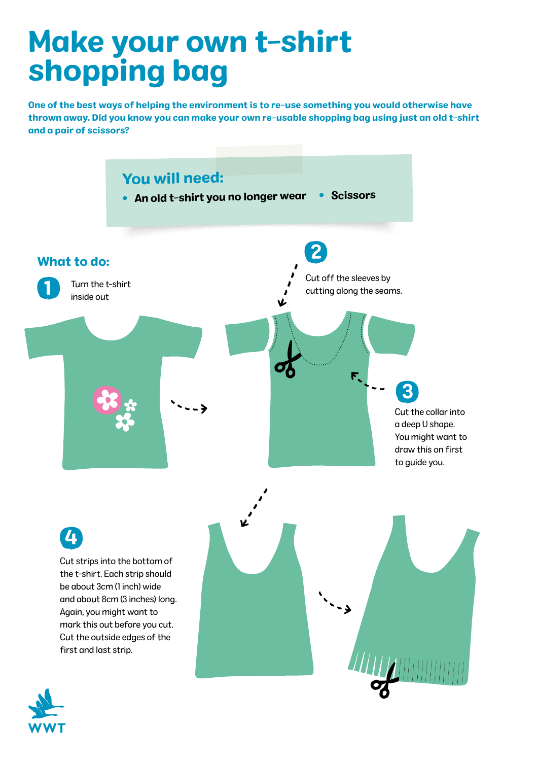# Make your own t-shirt shopping bag

**One of the best ways of helping the environment is to re-use something you would otherwise have thrown away. Did you know you can make your own re-usable shopping bag using just an old t-shirt and a pair of scissors?**

## You will need:

- An old t-shirt you no longer wear
- Scissors

## What to do:

1. Turn the t-shirt inside out
2. Cut off the sleeves by cutting along the seams.
3. Cut the collar into a deep U shape. You might want to draw this on first to guide you.
4. Cut strips into the bottom of the t-shirt. Each strip should be about 3cm (1 inch) wide and about 8cm (3 inches) long. Again, you might want to mark this out before you cut. Cut the outside edges of the first and last strip.

WWT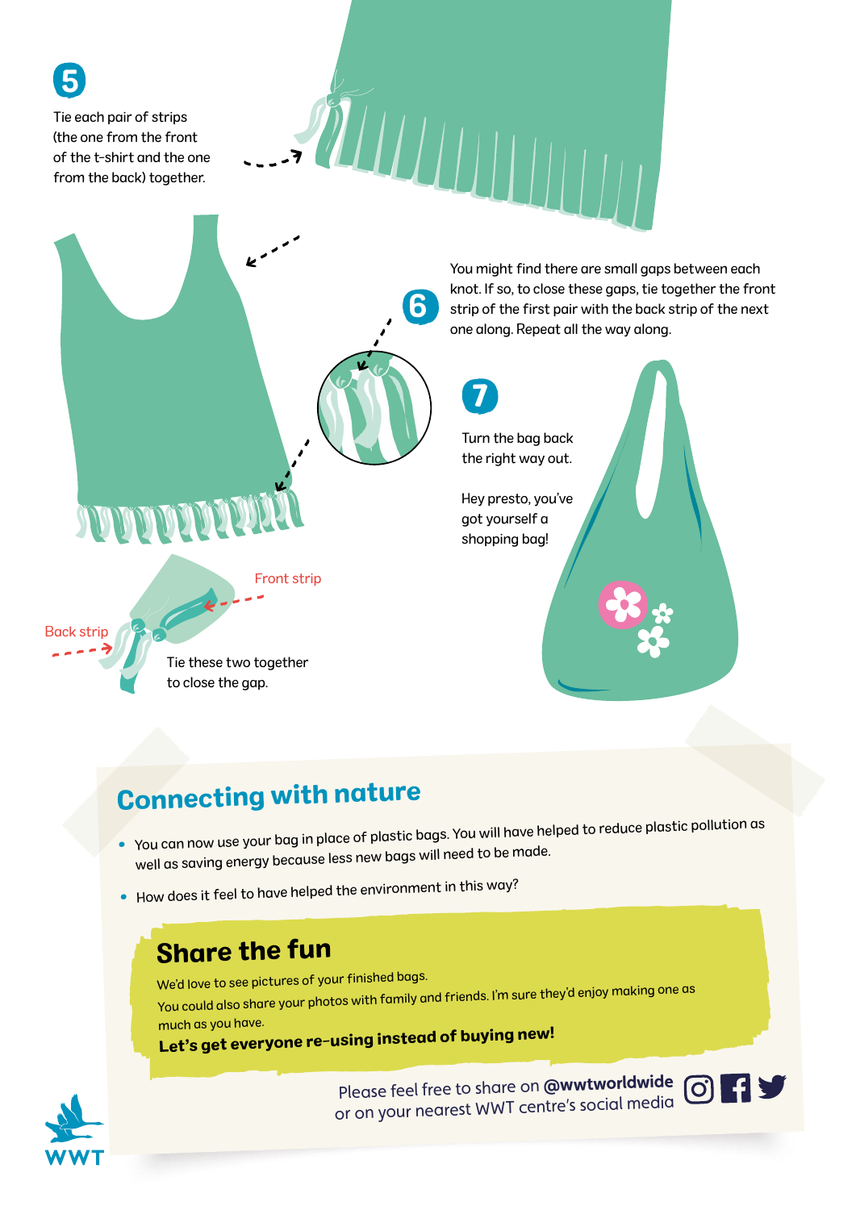## 5

Tie each pair of strips (the one from the front of the t-shirt and the one from the back) together.

## 6

You might find there are small gaps between each knot. If so, to close these gaps, tie together the front strip of the first pair with the back strip of the next one along. Repeat all the way along.

Front strip

Back strip

Tie these two together to close the gap.

## 7

Turn the bag back the right way out.

Hey presto, you've got yourself a shopping bag!

## Connecting with nature

- You can now use your bag in place of plastic bags. You will have helped to reduce plastic pollution as well as saving energy because less new bags will need to be made.
- How does it feel to have helped the environment in this way?

### Share the fun

We'd love to see pictures of your finished bags.

You could also share your photos with family and friends. I'm sure they'd enjoy making one as much as you have.

**Let's get everyone re-using instead of buying new!**

Please feel free to share on **@wwtworldwide** or on your nearest WWT centre's social media

WWT